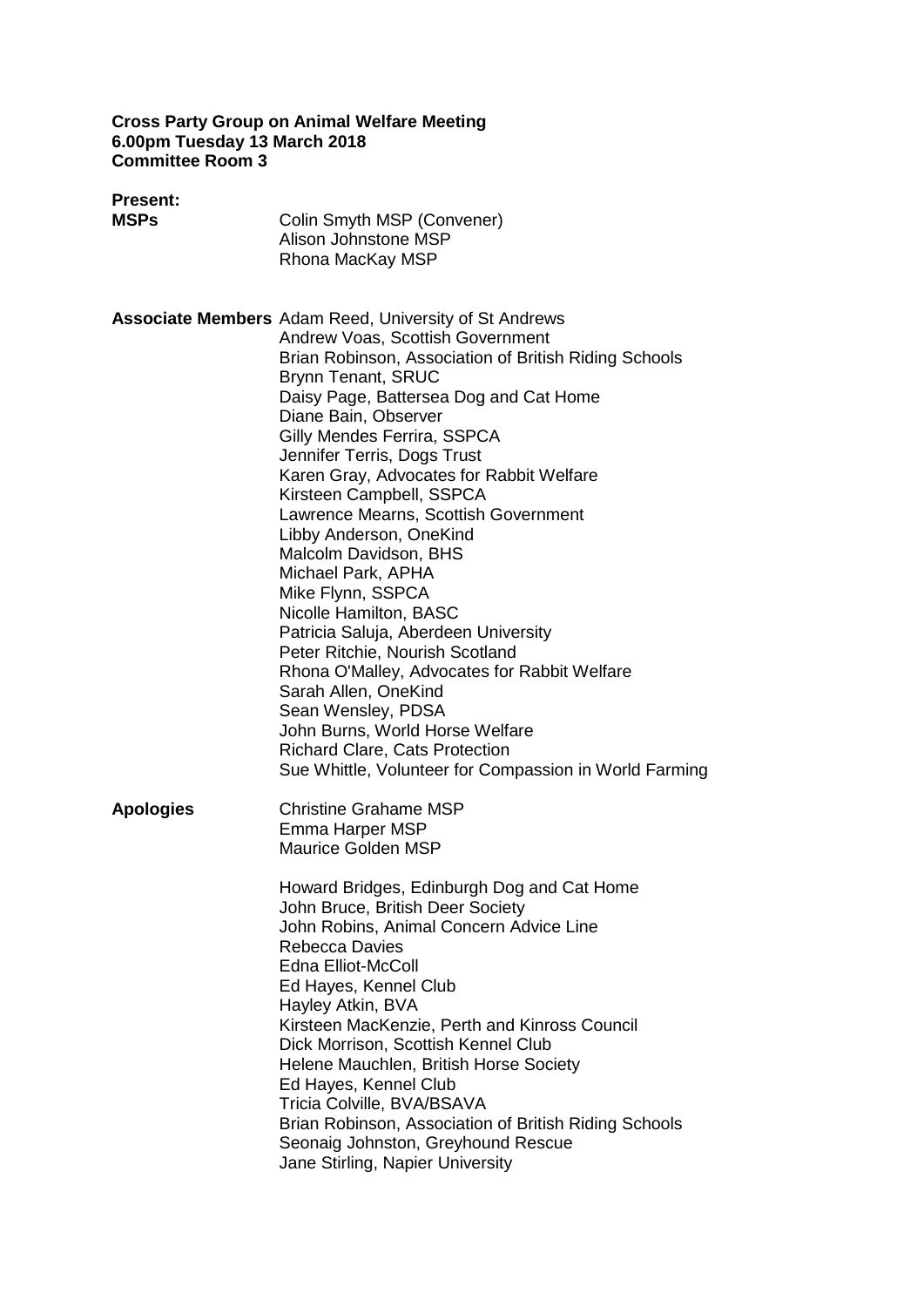**Cross Party Group on Animal Welfare Meeting**
**6.00pm Tuesday 13 March 2018**
**Committee Room 3**

**Present:**

**MSPs**

Colin Smyth MSP (Convener)
Alison Johnstone MSP
Rhona MacKay MSP

**Associate Members**

Adam Reed, University of St Andrews
Andrew Voas, Scottish Government
Brian Robinson, Association of British Riding Schools
Brynn Tenant, SRUC
Daisy Page, Battersea Dog and Cat Home
Diane Bain, Observer
Gilly Mendes Ferrira, SSPCA
Jennifer Terris, Dogs Trust
Karen Gray, Advocates for Rabbit Welfare
Kirsteen Campbell, SSPCA
Lawrence Mearns, Scottish Government
Libby Anderson, OneKind
Malcolm Davidson, BHS
Michael Park, APHA
Mike Flynn, SSPCA
Nicolle Hamilton, BASC
Patricia Saluja, Aberdeen University
Peter Ritchie, Nourish Scotland
Rhona O'Malley, Advocates for Rabbit Welfare
Sarah Allen, OneKind
Sean Wensley, PDSA
John Burns, World Horse Welfare
Richard Clare, Cats Protection
Sue Whittle, Volunteer for Compassion in World Farming

**Apologies**

Christine Grahame MSP
Emma Harper MSP
Maurice Golden MSP

Howard Bridges, Edinburgh Dog and Cat Home
John Bruce, British Deer Society
John Robins, Animal Concern Advice Line
Rebecca Davies
Edna Elliot-McColl
Ed Hayes, Kennel Club
Hayley Atkin, BVA
Kirsteen MacKenzie, Perth and Kinross Council
Dick Morrison, Scottish Kennel Club
Helene Mauchlen, British Horse Society
Ed Hayes, Kennel Club
Tricia Colville, BVA/BSAVA
Brian Robinson, Association of British Riding Schools
Seonaig Johnston, Greyhound Rescue
Jane Stirling, Napier University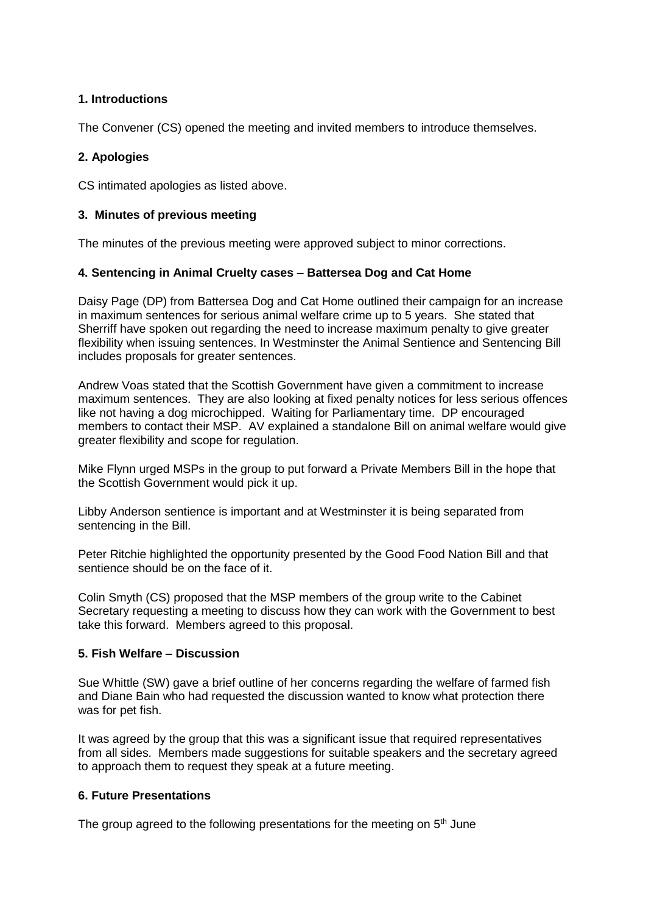### 1. Introductions

The Convener (CS) opened the meeting and invited members to introduce themselves.

### 2. Apologies

CS intimated apologies as listed above.

### 3. Minutes of previous meeting

The minutes of the previous meeting were approved subject to minor corrections.

### 4. Sentencing in Animal Cruelty cases – Battersea Dog and Cat Home

Daisy Page (DP) from Battersea Dog and Cat Home outlined their campaign for an increase in maximum sentences for serious animal welfare crime up to 5 years. She stated that Sherriff have spoken out regarding the need to increase maximum penalty to give greater flexibility when issuing sentences. In Westminster the Animal Sentience and Sentencing Bill includes proposals for greater sentences.

Andrew Voas stated that the Scottish Government have given a commitment to increase maximum sentences. They are also looking at fixed penalty notices for less serious offences like not having a dog microchipped. Waiting for Parliamentary time. DP encouraged members to contact their MSP. AV explained a standalone Bill on animal welfare would give greater flexibility and scope for regulation.

Mike Flynn urged MSPs in the group to put forward a Private Members Bill in the hope that the Scottish Government would pick it up.

Libby Anderson sentience is important and at Westminster it is being separated from sentencing in the Bill.

Peter Ritchie highlighted the opportunity presented by the Good Food Nation Bill and that sentience should be on the face of it.

Colin Smyth (CS) proposed that the MSP members of the group write to the Cabinet Secretary requesting a meeting to discuss how they can work with the Government to best take this forward. Members agreed to this proposal.

### 5. Fish Welfare – Discussion

Sue Whittle (SW) gave a brief outline of her concerns regarding the welfare of farmed fish and Diane Bain who had requested the discussion wanted to know what protection there was for pet fish.

It was agreed by the group that this was a significant issue that required representatives from all sides. Members made suggestions for suitable speakers and the secretary agreed to approach them to request they speak at a future meeting.

### 6. Future Presentations

The group agreed to the following presentations for the meeting on 5th June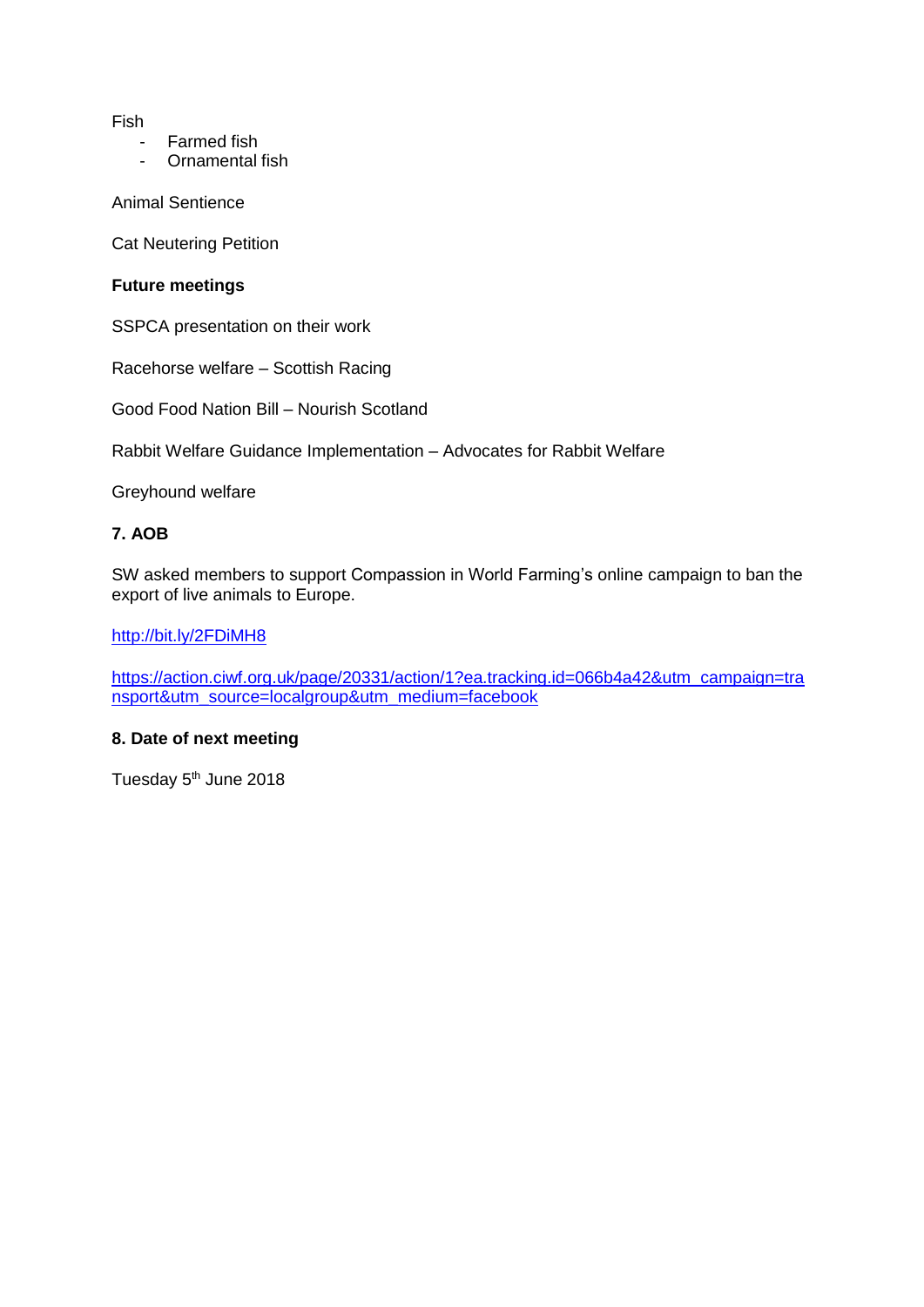Fish

- Farmed fish
- Ornamental fish

Animal Sentience

Cat Neutering Petition

**Future meetings**

SSPCA presentation on their work

Racehorse welfare – Scottish Racing

Good Food Nation Bill – Nourish Scotland

Rabbit Welfare Guidance Implementation – Advocates for Rabbit Welfare

Greyhound welfare

**7. AOB**

SW asked members to support Compassion in World Farming's online campaign to ban the export of live animals to Europe.

http://bit.ly/2FDiMH8

https://action.ciwf.org.uk/page/20331/action/1?ea.tracking.id=066b4a42&utm_campaign=transport&utm_source=localgroup&utm_medium=facebook

**8. Date of next meeting**

Tuesday 5th June 2018